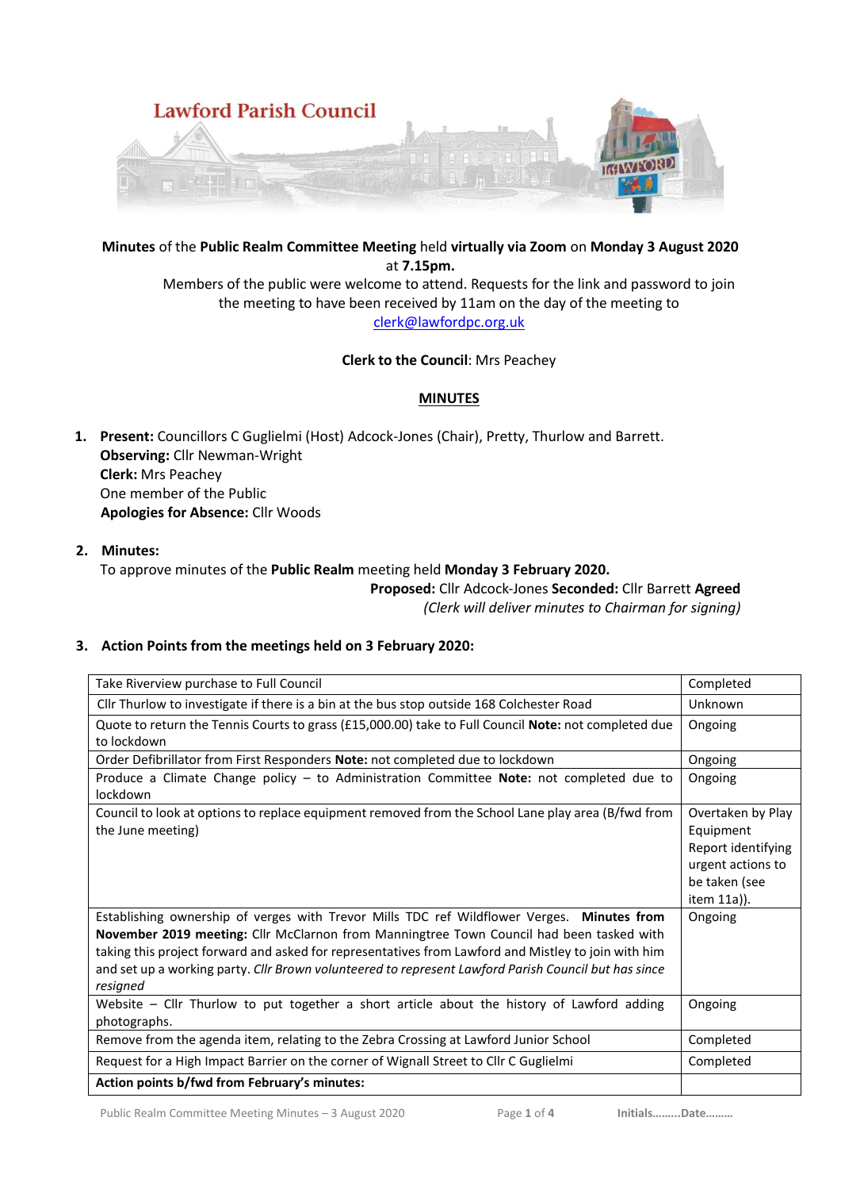Lawford Parish Council

**Minutes** of the **Public Realm Committee Meeting** held **virtually via Zoom** on **Monday 3 August 2020** at **7.15pm.**

Members of the public were welcome to attend. Requests for the link and password to join the meeting to have been received by 11am on the day of the meeting to clerk@lawfordpc.org.uk

**Clerk to the Council**: Mrs Peachey

**MINUTES**

1. **Present:** Councillors C Guglielmi (Host) Adcock-Jones (Chair), Pretty, Thurlow and Barrett.
   **Observing:** Cllr Newman-Wright
   **Clerk:** Mrs Peachey
   One member of the Public
   **Apologies for Absence:** Cllr Woods

2. **Minutes:**
   To approve minutes of the **Public Realm** meeting held **Monday 3 February 2020.**
   **Proposed:** Cllr Adcock-Jones **Seconded:** Cllr Barrett **Agreed**
   *(Clerk will deliver minutes to Chairman for signing)*

3. **Action Points from the meetings held on 3 February 2020:**

| | |
|---|---|
| Take Riverview purchase to Full Council | Completed |
| Cllr Thurlow to investigate if there is a bin at the bus stop outside 168 Colchester Road | Unknown |
| Quote to return the Tennis Courts to grass (£15,000.00) take to Full Council **Note:** not completed due to lockdown | Ongoing |
| Order Defibrillator from First Responders **Note:** not completed due to lockdown | Ongoing |
| Produce a Climate Change policy – to Administration Committee **Note:** not completed due to lockdown | Ongoing |
| Council to look at options to replace equipment removed from the School Lane play area (B/fwd from the June meeting) | Overtaken by Play Equipment Report identifying urgent actions to be taken (see item 11a)). |
| Establishing ownership of verges with Trevor Mills TDC ref Wildflower Verges. **Minutes from November 2019 meeting:** Cllr McClarnon from Manningtree Town Council had been tasked with taking this project forward and asked for representatives from Lawford and Mistley to join with him and set up a working party. *Cllr Brown volunteered to represent Lawford Parish Council but has since resigned* | Ongoing |
| Website – Cllr Thurlow to put together a short article about the history of Lawford adding photographs. | Ongoing |
| Remove from the agenda item, relating to the Zebra Crossing at Lawford Junior School | Completed |
| Request for a High Impact Barrier on the corner of Wignall Street to Cllr C Guglielmi | Completed |
| **Action points b/fwd from February's minutes:** | |

Initials………Date………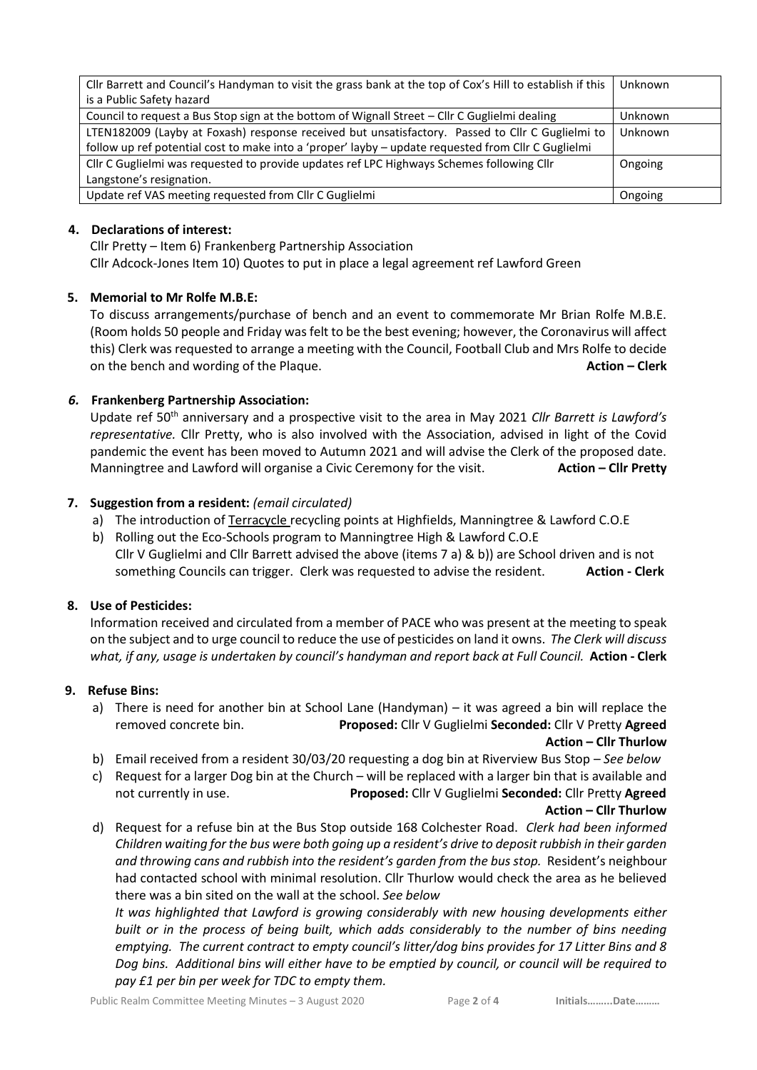| | |
|---|---|
| Cllr Barrett and Council's Handyman to visit the grass bank at the top of Cox's Hill to establish if this is a Public Safety hazard | Unknown |
| Council to request a Bus Stop sign at the bottom of Wignall Street – Cllr C Guglielmi dealing | Unknown |
| LTEN182009 (Layby at Foxash) response received but unsatisfactory. Passed to Cllr C Guglielmi to follow up ref potential cost to make into a 'proper' layby – update requested from Cllr C Guglielmi | Unknown |
| Cllr C Guglielmi was requested to provide updates ref LPC Highways Schemes following Cllr Langstone's resignation. | Ongoing |
| Update ref VAS meeting requested from Cllr C Guglielmi | Ongoing |

## 4. Declarations of interest:

Cllr Pretty – Item 6) Frankenberg Partnership Association
Cllr Adcock-Jones Item 10) Quotes to put in place a legal agreement ref Lawford Green

## 5. Memorial to Mr Rolfe M.B.E:

To discuss arrangements/purchase of bench and an event to commemorate Mr Brian Rolfe M.B.E. (Room holds 50 people and Friday was felt to be the best evening; however, the Coronavirus will affect this) Clerk was requested to arrange a meeting with the Council, Football Club and Mrs Rolfe to decide on the bench and wording of the Plaque. **Action – Clerk**

## *6.* Frankenberg Partnership Association:

Update ref 50th anniversary and a prospective visit to the area in May 2021 *Cllr Barrett is Lawford's representative.* Cllr Pretty, who is also involved with the Association, advised in light of the Covid pandemic the event has been moved to Autumn 2021 and will advise the Clerk of the proposed date. Manningtree and Lawford will organise a Civic Ceremony for the visit. **Action – Cllr Pretty**

## 7. Suggestion from a resident: *(email circulated)*

a) The introduction of Terracycle recycling points at Highfields, Manningtree & Lawford C.O.E
b) Rolling out the Eco-Schools program to Manningtree High & Lawford C.O.E
Cllr V Guglielmi and Cllr Barrett advised the above (items 7 a) & b)) are School driven and is not something Councils can trigger. Clerk was requested to advise the resident. **Action - Clerk**

## 8. Use of Pesticides:

Information received and circulated from a member of PACE who was present at the meeting to speak on the subject and to urge council to reduce the use of pesticides on land it owns. *The Clerk will discuss what, if any, usage is undertaken by council's handyman and report back at Full Council.* **Action - Clerk**

## 9. Refuse Bins:

a) There is need for another bin at School Lane (Handyman) – it was agreed a bin will replace the removed concrete bin. **Proposed:** Cllr V Guglielmi **Seconded:** Cllr V Pretty **Agreed**
**Action – Cllr Thurlow**
b) Email received from a resident 30/03/20 requesting a dog bin at Riverview Bus Stop – *See below*
c) Request for a larger Dog bin at the Church – will be replaced with a larger bin that is available and not currently in use. **Proposed:** Cllr V Guglielmi **Seconded:** Cllr Pretty **Agreed**
**Action – Cllr Thurlow**
d) Request for a refuse bin at the Bus Stop outside 168 Colchester Road. *Clerk had been informed Children waiting for the bus were both going up a resident's drive to deposit rubbish in their garden and throwing cans and rubbish into the resident's garden from the bus stop.* Resident's neighbour had contacted school with minimal resolution. Cllr Thurlow would check the area as he believed there was a bin sited on the wall at the school. *See below*

*It was highlighted that Lawford is growing considerably with new housing developments either built or in the process of being built, which adds considerably to the number of bins needing emptying. The current contract to empty council's litter/dog bins provides for 17 Litter Bins and 8 Dog bins. Additional bins will either have to be emptied by council, or council will be required to pay £1 per bin per week for TDC to empty them.*

Public Realm Committee Meeting Minutes – 3 August 2020 Initials………Date………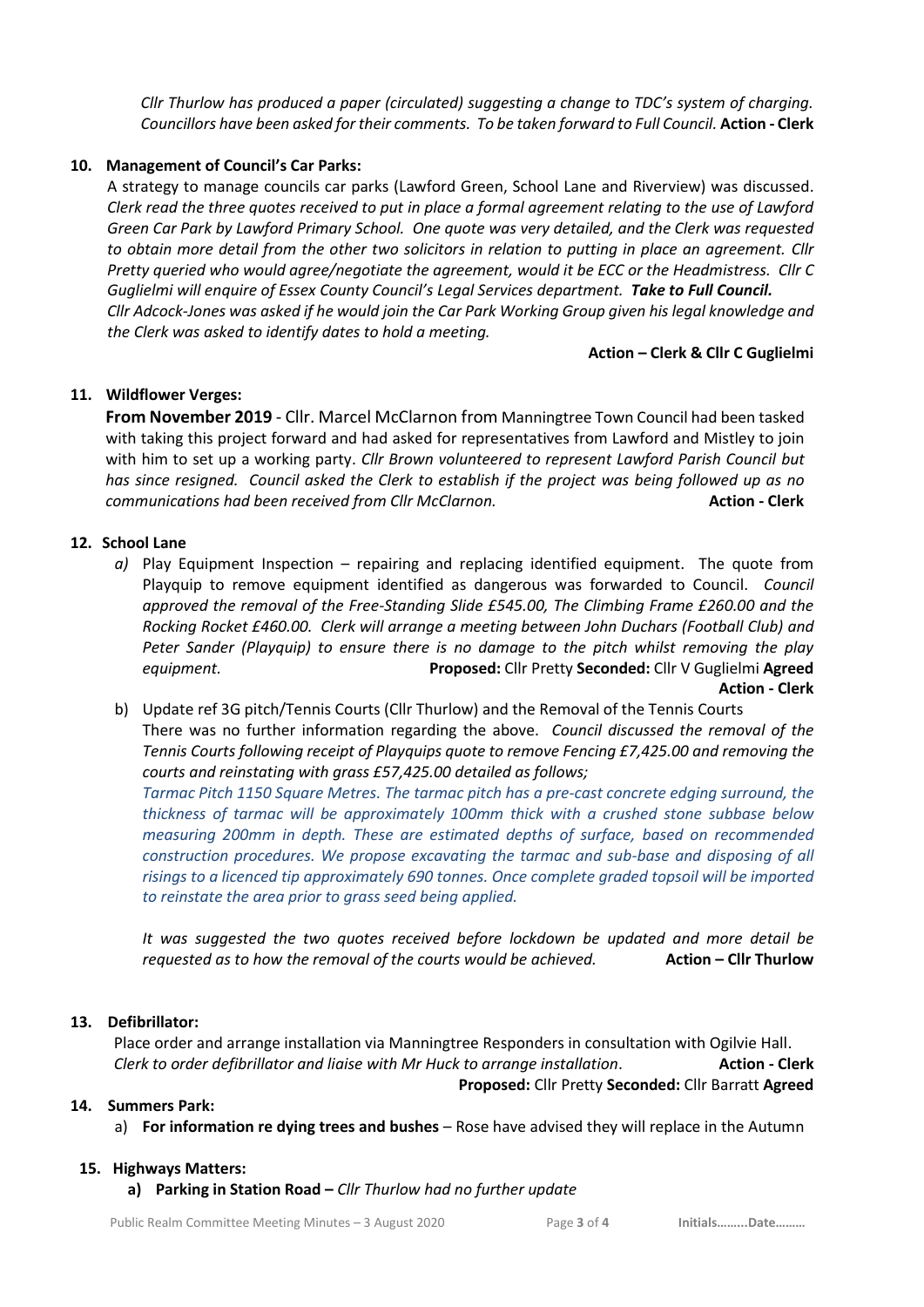*Cllr Thurlow has produced a paper (circulated) suggesting a change to TDC's system of charging. Councillors have been asked for their comments. To be taken forward to Full Council.* **Action - Clerk**

**10. Management of Council's Car Parks:**

A strategy to manage councils car parks (Lawford Green, School Lane and Riverview) was discussed. *Clerk read the three quotes received to put in place a formal agreement relating to the use of Lawford Green Car Park by Lawford Primary School. One quote was very detailed, and the Clerk was requested to obtain more detail from the other two solicitors in relation to putting in place an agreement. Cllr Pretty queried who would agree/negotiate the agreement, would it be ECC or the Headmistress. Cllr C Guglielmi will enquire of Essex County Council's Legal Services department.* ***Take to Full Council.***
*Cllr Adcock-Jones was asked if he would join the Car Park Working Group given his legal knowledge and the Clerk was asked to identify dates to hold a meeting.*

**Action – Clerk & Cllr C Guglielmi**

**11. Wildflower Verges:**

**From November 2019** - Cllr. Marcel McClarnon from Manningtree Town Council had been tasked with taking this project forward and had asked for representatives from Lawford and Mistley to join with him to set up a working party. *Cllr Brown volunteered to represent Lawford Parish Council but has since resigned. Council asked the Clerk to establish if the project was being followed up as no communications had been received from Cllr McClarnon.* **Action - Clerk**

**12. School Lane**

*a)* Play Equipment Inspection – repairing and replacing identified equipment. The quote from Playquip to remove equipment identified as dangerous was forwarded to Council. *Council approved the removal of the Free-Standing Slide £545.00, The Climbing Frame £260.00 and the Rocking Rocket £460.00. Clerk will arrange a meeting between John Duchars (Football Club) and Peter Sander (Playquip) to ensure there is no damage to the pitch whilst removing the play equipment.* **Proposed:** Cllr Pretty **Seconded:** Cllr V Guglielmi **Agreed**

**Action - Clerk**

b) Update ref 3G pitch/Tennis Courts (Cllr Thurlow) and the Removal of the Tennis Courts
There was no further information regarding the above. *Council discussed the removal of the Tennis Courts following receipt of Playquips quote to remove Fencing £7,425.00 and removing the courts and reinstating with grass £57,425.00 detailed as follows;*

*Tarmac Pitch 1150 Square Metres. The tarmac pitch has a pre-cast concrete edging surround, the thickness of tarmac will be approximately 100mm thick with a crushed stone subbase below measuring 200mm in depth. These are estimated depths of surface, based on recommended construction procedures. We propose excavating the tarmac and sub-base and disposing of all risings to a licenced tip approximately 690 tonnes. Once complete graded topsoil will be imported to reinstate the area prior to grass seed being applied.*

*It was suggested the two quotes received before lockdown be updated and more detail be requested as to how the removal of the courts would be achieved.* **Action – Cllr Thurlow**

**13. Defibrillator:**

Place order and arrange installation via Manningtree Responders in consultation with Ogilvie Hall.
*Clerk to order defibrillator and liaise with Mr Huck to arrange installation*. **Action - Clerk**

**Proposed:** Cllr Pretty **Seconded:** Cllr Barratt **Agreed**

**14. Summers Park:**

a) **For information re dying trees and bushes** – Rose have advised they will replace in the Autumn

**15. Highways Matters:**

**a) Parking in Station Road –** *Cllr Thurlow had no further update*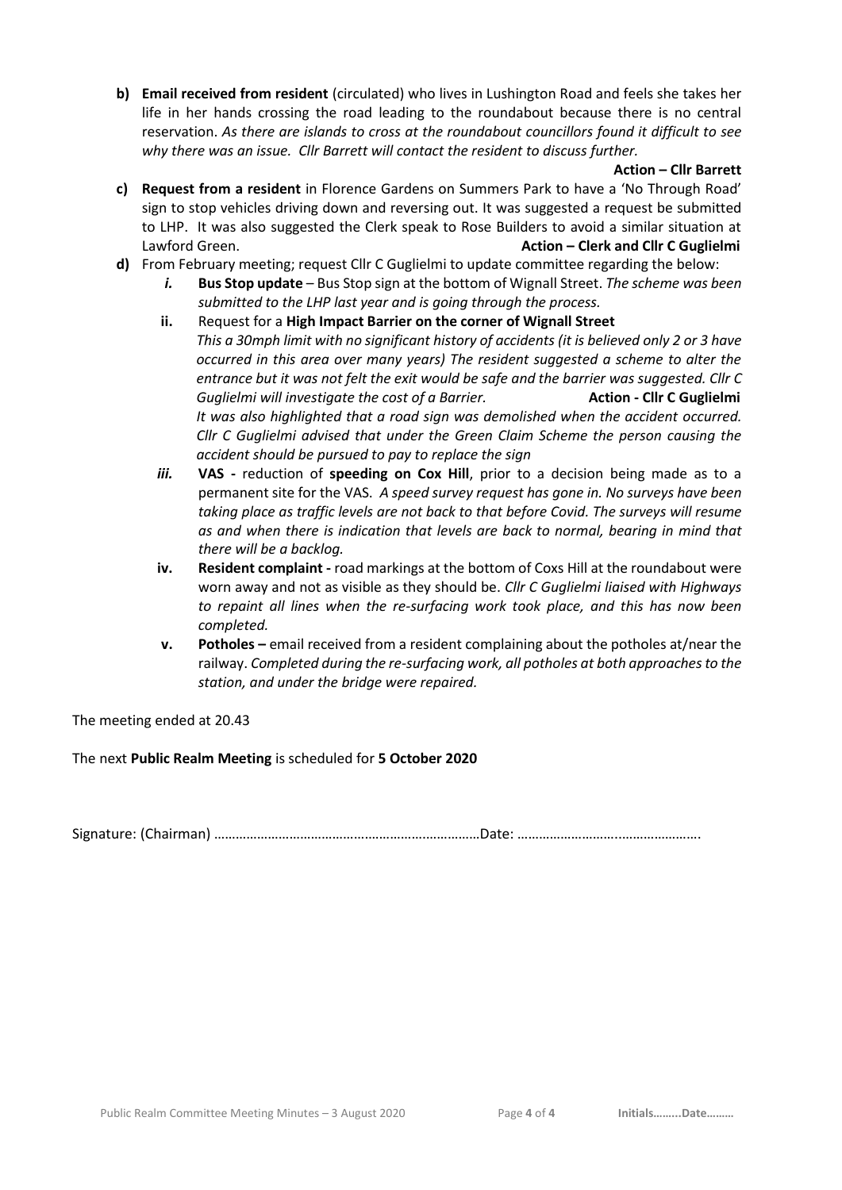**b) Email received from resident** (circulated) who lives in Lushington Road and feels she takes her life in her hands crossing the road leading to the roundabout because there is no central reservation. *As there are islands to cross at the roundabout councillors found it difficult to see why there was an issue. Cllr Barrett will contact the resident to discuss further.*

**Action – Cllr Barrett**

**c) Request from a resident** in Florence Gardens on Summers Park to have a 'No Through Road' sign to stop vehicles driving down and reversing out. It was suggested a request be submitted to LHP. It was also suggested the Clerk speak to Rose Builders to avoid a similar situation at Lawford Green. **Action – Clerk and Cllr C Guglielmi**

**d)** From February meeting; request Cllr C Guglielmi to update committee regarding the below:

- ***i.*** **Bus Stop update** – Bus Stop sign at the bottom of Wignall Street. *The scheme was been submitted to the LHP last year and is going through the process.*
- **ii.** Request for a **High Impact Barrier on the corner of Wignall Street**
  *This a 30mph limit with no significant history of accidents (it is believed only 2 or 3 have occurred in this area over many years) The resident suggested a scheme to alter the entrance but it was not felt the exit would be safe and the barrier was suggested. Cllr C Guglielmi will investigate the cost of a Barrier.* **Action - Cllr C Guglielmi**
  *It was also highlighted that a road sign was demolished when the accident occurred. Cllr C Guglielmi advised that under the Green Claim Scheme the person causing the accident should be pursued to pay to replace the sign*
- ***iii.*** **VAS -** reduction of **speeding on Cox Hill**, prior to a decision being made as to a permanent site for the VAS. *A speed survey request has gone in. No surveys have been taking place as traffic levels are not back to that before Covid. The surveys will resume as and when there is indication that levels are back to normal, bearing in mind that there will be a backlog.*
- **iv. Resident complaint -** road markings at the bottom of Coxs Hill at the roundabout were worn away and not as visible as they should be. *Cllr C Guglielmi liaised with Highways to repaint all lines when the re-surfacing work took place, and this has now been completed.*
- **v. Potholes –** email received from a resident complaining about the potholes at/near the railway. *Completed during the re-surfacing work, all potholes at both approaches to the station, and under the bridge were repaired.*

The meeting ended at 20.43

The next **Public Realm Meeting** is scheduled for **5 October 2020**

Signature: (Chairman) ………………………………………………………………Date: …………………………..………………….